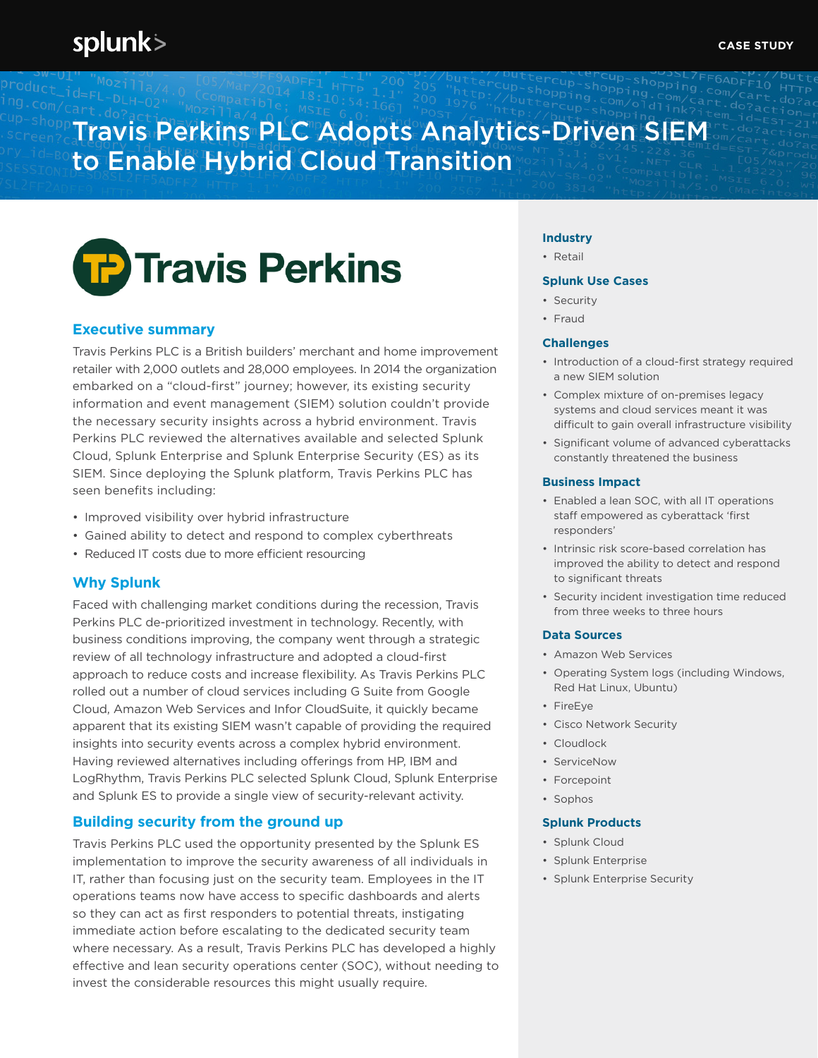splunk>

CASE STUDY

# Travis Perkins PLC Adopts Analytics-Driven SIEM to Enable Hybrid Cloud Transition

Travis Perkins

## Executive summary

Travis Perkins PLC is a British builders' merchant and home improvement retailer with 2,000 outlets and 28,000 employees. In 2014 the organization embarked on a "cloud-first" journey; however, its existing security information and event management (SIEM) solution couldn't provide the necessary security insights across a hybrid environment. Travis Perkins PLC reviewed the alternatives available and selected Splunk Cloud, Splunk Enterprise and Splunk Enterprise Security (ES) as its SIEM. Since deploying the Splunk platform, Travis Perkins PLC has seen benefits including:

- Improved visibility over hybrid infrastructure
- Gained ability to detect and respond to complex cyberthreats
- Reduced IT costs due to more efficient resourcing

## Why Splunk

Faced with challenging market conditions during the recession, Travis Perkins PLC de-prioritized investment in technology. Recently, with business conditions improving, the company went through a strategic review of all technology infrastructure and adopted a cloud-first approach to reduce costs and increase flexibility. As Travis Perkins PLC rolled out a number of cloud services including G Suite from Google Cloud, Amazon Web Services and Infor CloudSuite, it quickly became apparent that its existing SIEM wasn't capable of providing the required insights into security events across a complex hybrid environment. Having reviewed alternatives including offerings from HP, IBM and LogRhythm, Travis Perkins PLC selected Splunk Cloud, Splunk Enterprise and Splunk ES to provide a single view of security-relevant activity.

## Building security from the ground up

Travis Perkins PLC used the opportunity presented by the Splunk ES implementation to improve the security awareness of all individuals in IT, rather than focusing just on the security team. Employees in the IT operations teams now have access to specific dashboards and alerts so they can act as first responders to potential threats, instigating immediate action before escalating to the dedicated security team where necessary. As a result, Travis Perkins PLC has developed a highly effective and lean security operations center (SOC), without needing to invest the considerable resources this might usually require.

### Industry

- Retail

### Splunk Use Cases

- Security
- Fraud

### Challenges

- Introduction of a cloud-first strategy required a new SIEM solution
- Complex mixture of on-premises legacy systems and cloud services meant it was difficult to gain overall infrastructure visibility
- Significant volume of advanced cyberattacks constantly threatened the business

### Business Impact

- Enabled a lean SOC, with all IT operations staff empowered as cyberattack 'first responders'
- Intrinsic risk score-based correlation has improved the ability to detect and respond to significant threats
- Security incident investigation time reduced from three weeks to three hours

### Data Sources

- Amazon Web Services
- Operating System logs (including Windows, Red Hat Linux, Ubuntu)
- FireEye
- Cisco Network Security
- Cloudlock
- ServiceNow
- Forcepoint
- Sophos

### Splunk Products

- Splunk Cloud
- Splunk Enterprise
- Splunk Enterprise Security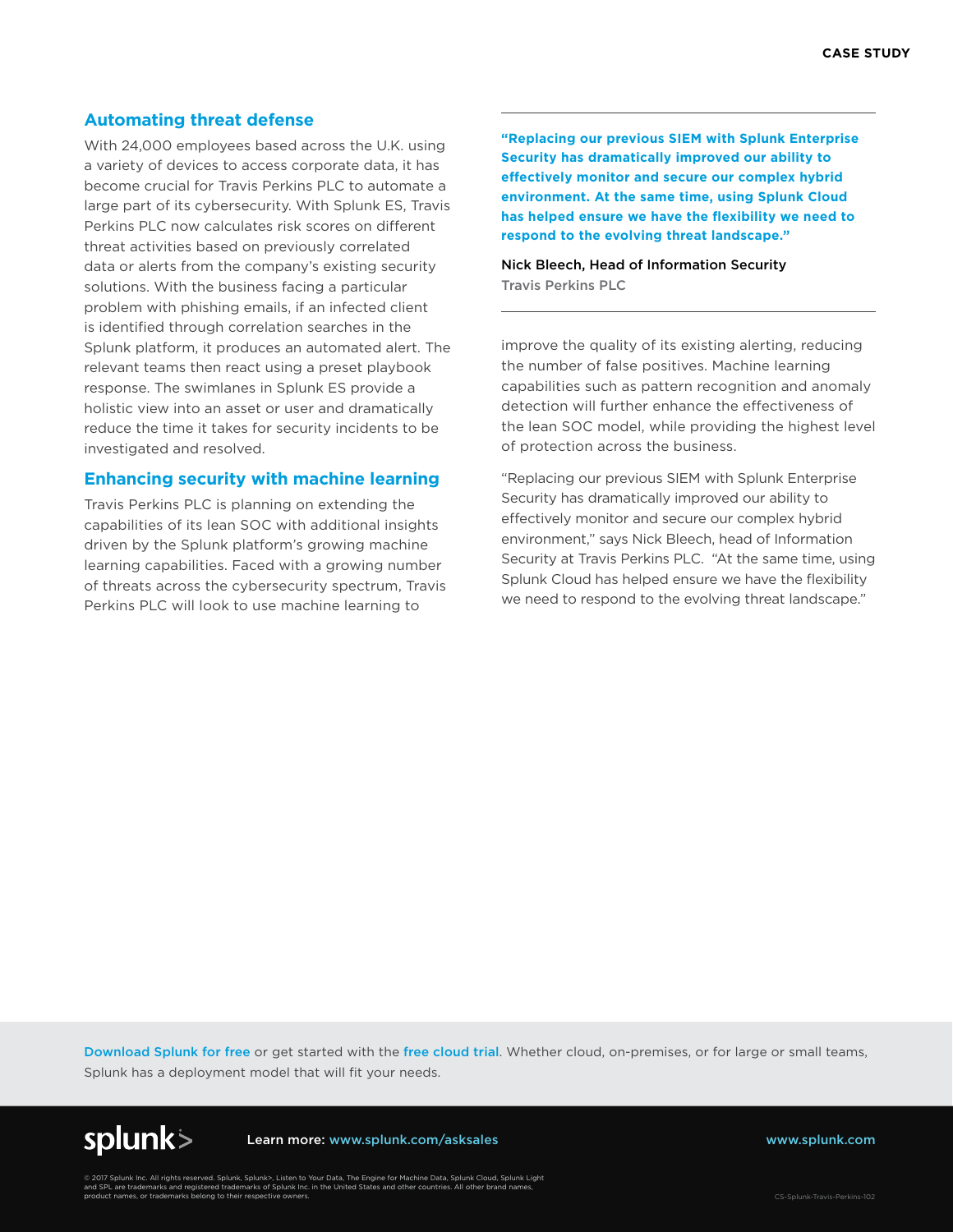## Automating threat defense

With 24,000 employees based across the U.K. using a variety of devices to access corporate data, it has become crucial for Travis Perkins PLC to automate a large part of its cybersecurity. With Splunk ES, Travis Perkins PLC now calculates risk scores on different threat activities based on previously correlated data or alerts from the company's existing security solutions. With the business facing a particular problem with phishing emails, if an infected client is identified through correlation searches in the Splunk platform, it produces an automated alert. The relevant teams then react using a preset playbook response. The swimlanes in Splunk ES provide a holistic view into an asset or user and dramatically reduce the time it takes for security incidents to be investigated and resolved.

## Enhancing security with machine learning

Travis Perkins PLC is planning on extending the capabilities of its lean SOC with additional insights driven by the Splunk platform's growing machine learning capabilities. Faced with a growing number of threats across the cybersecurity spectrum, Travis Perkins PLC will look to use machine learning to improve the quality of its existing alerting, reducing the number of false positives. Machine learning capabilities such as pattern recognition and anomaly detection will further enhance the effectiveness of the lean SOC model, while providing the highest level of protection across the business.

**"Replacing our previous SIEM with Splunk Enterprise Security has dramatically improved our ability to effectively monitor and secure our complex hybrid environment. At the same time, using Splunk Cloud has helped ensure we have the flexibility we need to respond to the evolving threat landscape."**

Nick Bleech, Head of Information Security
Travis Perkins PLC

"Replacing our previous SIEM with Splunk Enterprise Security has dramatically improved our ability to effectively monitor and secure our complex hybrid environment," says Nick Bleech, head of Information Security at Travis Perkins PLC. "At the same time, using Splunk Cloud has helped ensure we have the flexibility we need to respond to the evolving threat landscape."

Download Splunk for free or get started with the free cloud trial. Whether cloud, on-premises, or for large or small teams, Splunk has a deployment model that will fit your needs.

splunk>

Learn more: www.splunk.com/asksales

www.splunk.com

© 2017 Splunk Inc. All rights reserved. Splunk, Splunk>, Listen to Your Data, The Engine for Machine Data, Splunk Cloud, Splunk Light and SPL are trademarks and registered trademarks of Splunk Inc. in the United States and other countries. All other brand names, product names, or trademarks belong to their respective owners.

CS-Splunk-Travis-Perkins-102